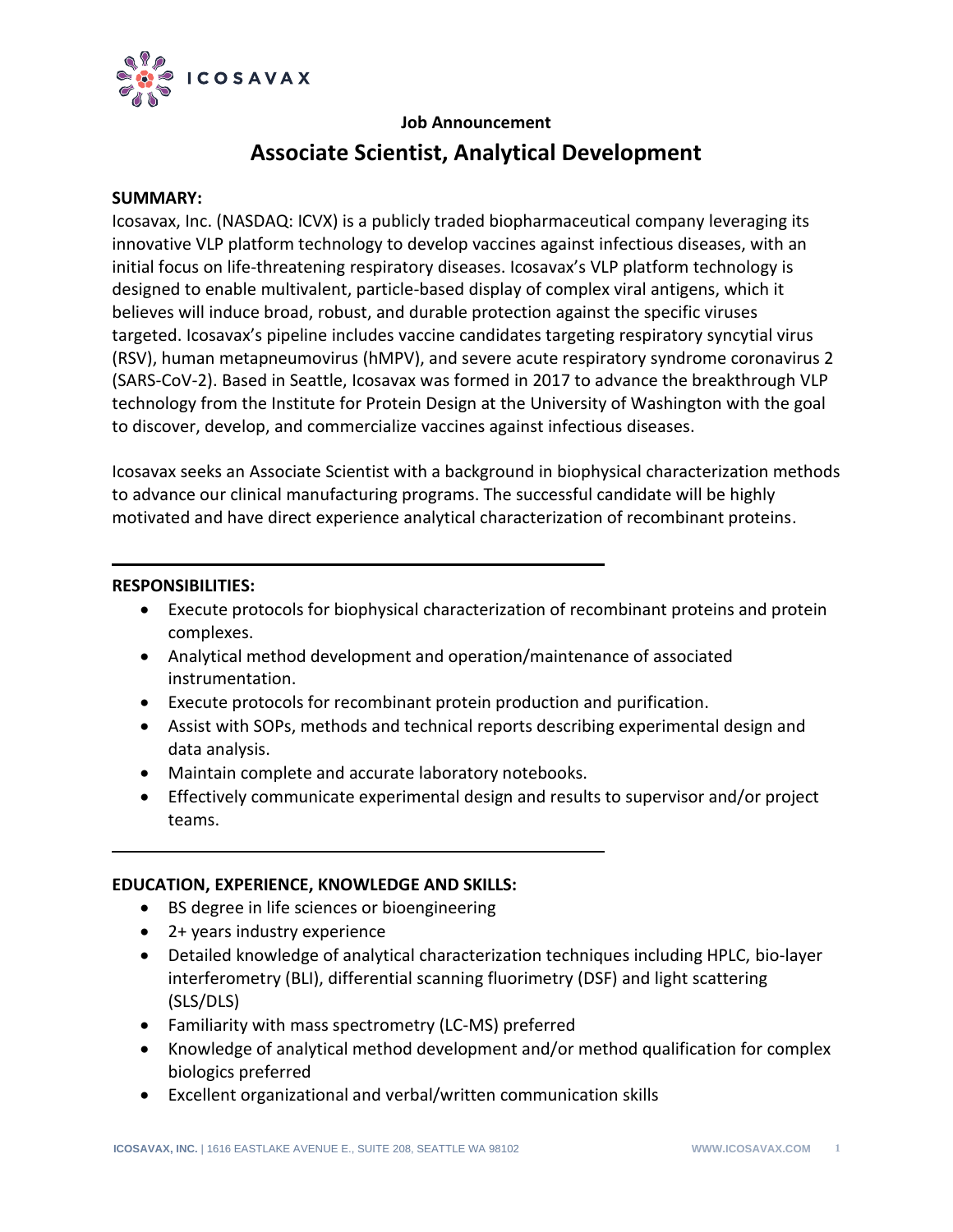ICOSAVAX

**Job Announcement**

# Associate Scientist, Analytical Development

**SUMMARY:**

Icosavax, Inc. (NASDAQ: ICVX) is a publicly traded biopharmaceutical company leveraging its innovative VLP platform technology to develop vaccines against infectious diseases, with an initial focus on life-threatening respiratory diseases. Icosavax's VLP platform technology is designed to enable multivalent, particle-based display of complex viral antigens, which it believes will induce broad, robust, and durable protection against the specific viruses targeted. Icosavax's pipeline includes vaccine candidates targeting respiratory syncytial virus (RSV), human metapneumovirus (hMPV), and severe acute respiratory syndrome coronavirus 2 (SARS-CoV-2). Based in Seattle, Icosavax was formed in 2017 to advance the breakthrough VLP technology from the Institute for Protein Design at the University of Washington with the goal to discover, develop, and commercialize vaccines against infectious diseases.

Icosavax seeks an Associate Scientist with a background in biophysical characterization methods to advance our clinical manufacturing programs. The successful candidate will be highly motivated and have direct experience analytical characterization of recombinant proteins.

---

**RESPONSIBILITIES:**

- Execute protocols for biophysical characterization of recombinant proteins and protein complexes.
- Analytical method development and operation/maintenance of associated instrumentation.
- Execute protocols for recombinant protein production and purification.
- Assist with SOPs, methods and technical reports describing experimental design and data analysis.
- Maintain complete and accurate laboratory notebooks.
- Effectively communicate experimental design and results to supervisor and/or project teams.

---

**EDUCATION, EXPERIENCE, KNOWLEDGE AND SKILLS:**

- BS degree in life sciences or bioengineering
- 2+ years industry experience
- Detailed knowledge of analytical characterization techniques including HPLC, bio-layer interferometry (BLI), differential scanning fluorimetry (DSF) and light scattering (SLS/DLS)
- Familiarity with mass spectrometry (LC-MS) preferred
- Knowledge of analytical method development and/or method qualification for complex biologics preferred
- Excellent organizational and verbal/written communication skills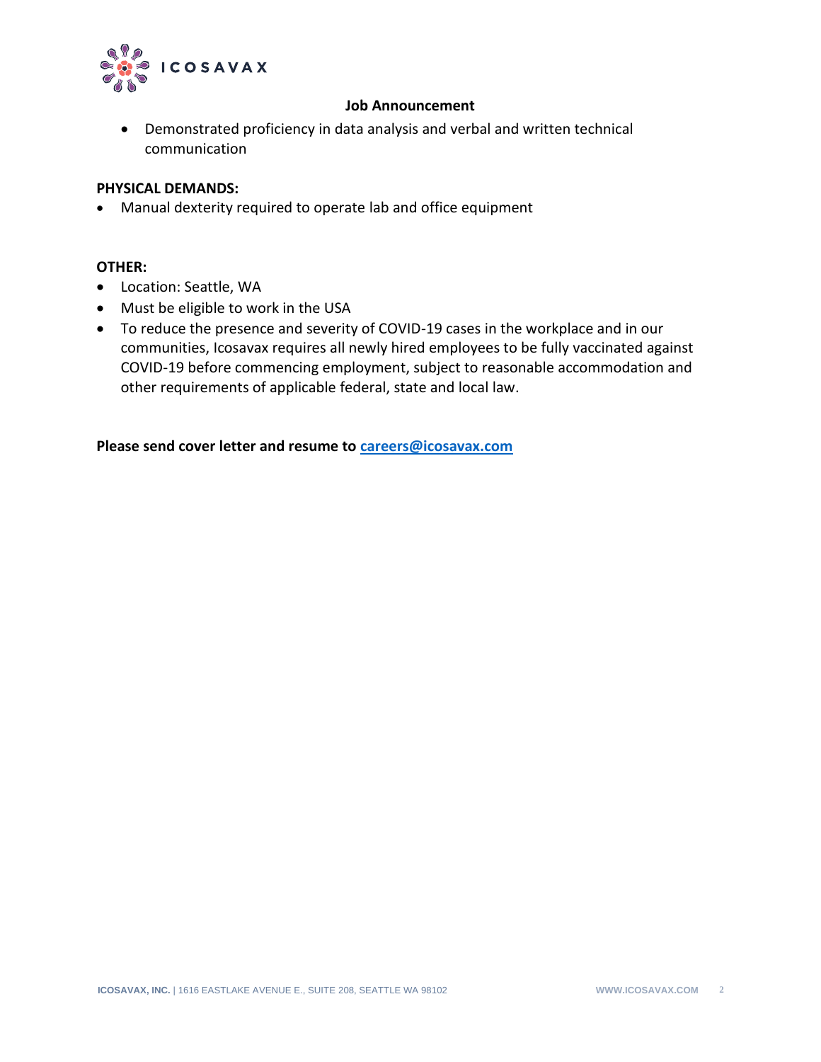**Job Announcement**

- Demonstrated proficiency in data analysis and verbal and written technical communication

**PHYSICAL DEMANDS:**

- Manual dexterity required to operate lab and office equipment

**OTHER:**

- Location: Seattle, WA
- Must be eligible to work in the USA
- To reduce the presence and severity of COVID-19 cases in the workplace and in our communities, Icosavax requires all newly hired employees to be fully vaccinated against COVID-19 before commencing employment, subject to reasonable accommodation and other requirements of applicable federal, state and local law.

**Please send cover letter and resume to careers@icosavax.com**